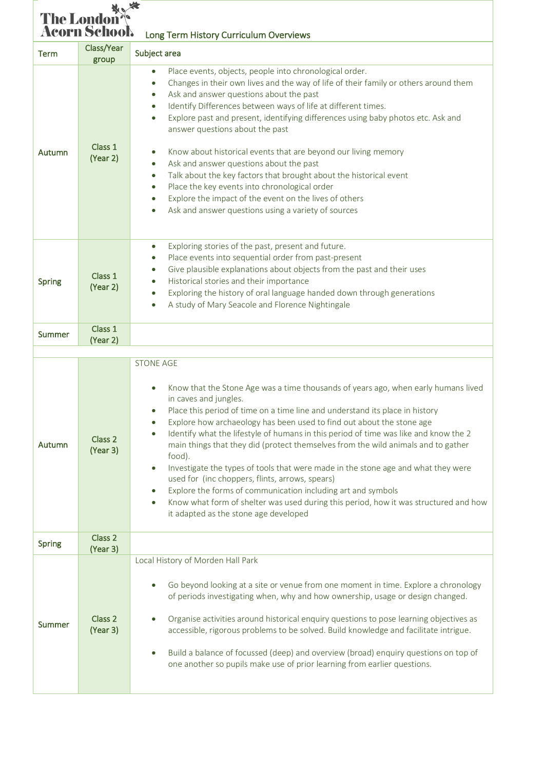The London Acorn School

Long Term History Curriculum Overviews

| Term | Class/Year group | Subject area |
| --- | --- | --- |
| Autumn | Class 1 (Year 2) | • Place events, objects, people into chronological order.<br>• Changes in their own lives and the way of life of their family or others around them<br>• Ask and answer questions about the past<br>• Identify Differences between ways of life at different times.<br>• Explore past and present, identifying differences using baby photos etc. Ask and answer questions about the past<br><br>• Know about historical events that are beyond our living memory<br>• Ask and answer questions about the past<br>• Talk about the key factors that brought about the historical event<br>• Place the key events into chronological order<br>• Explore the impact of the event on the lives of others<br>• Ask and answer questions using a variety of sources |
| Spring | Class 1 (Year 2) | • Exploring stories of the past, present and future.<br>• Place events into sequential order from past-present<br>• Give plausible explanations about objects from the past and their uses<br>• Historical stories and their importance<br>• Exploring the history of oral language handed down through generations<br>• A study of Mary Seacole and Florence Nightingale |
| Summer | Class 1 (Year 2) | |
| | | |
| Autumn | Class 2 (Year 3) | STONE AGE<br><br>• Know that the Stone Age was a time thousands of years ago, when early humans lived in caves and jungles.<br>• Place this period of time on a time line and understand its place in history<br>• Explore how archaeology has been used to find out about the stone age<br>• Identify what the lifestyle of humans in this period of time was like and know the 2 main things that they did (protect themselves from the wild animals and to gather food).<br>• Investigate the types of tools that were made in the stone age and what they were used for (inc choppers, flints, arrows, spears)<br>• Explore the forms of communication including art and symbols<br>• Know what form of shelter was used during this period, how it was structured and how it adapted as the stone age developed |
| Spring | Class 2 (Year 3) | |
| Summer | Class 2 (Year 3) | Local History of Morden Hall Park<br><br>• Go beyond looking at a site or venue from one moment in time. Explore a chronology of periods investigating when, why and how ownership, usage or design changed.<br><br>• Organise activities around historical enquiry questions to pose learning objectives as accessible, rigorous problems to be solved. Build knowledge and facilitate intrigue.<br><br>• Build a balance of focussed (deep) and overview (broad) enquiry questions on top of one another so pupils make use of prior learning from earlier questions. |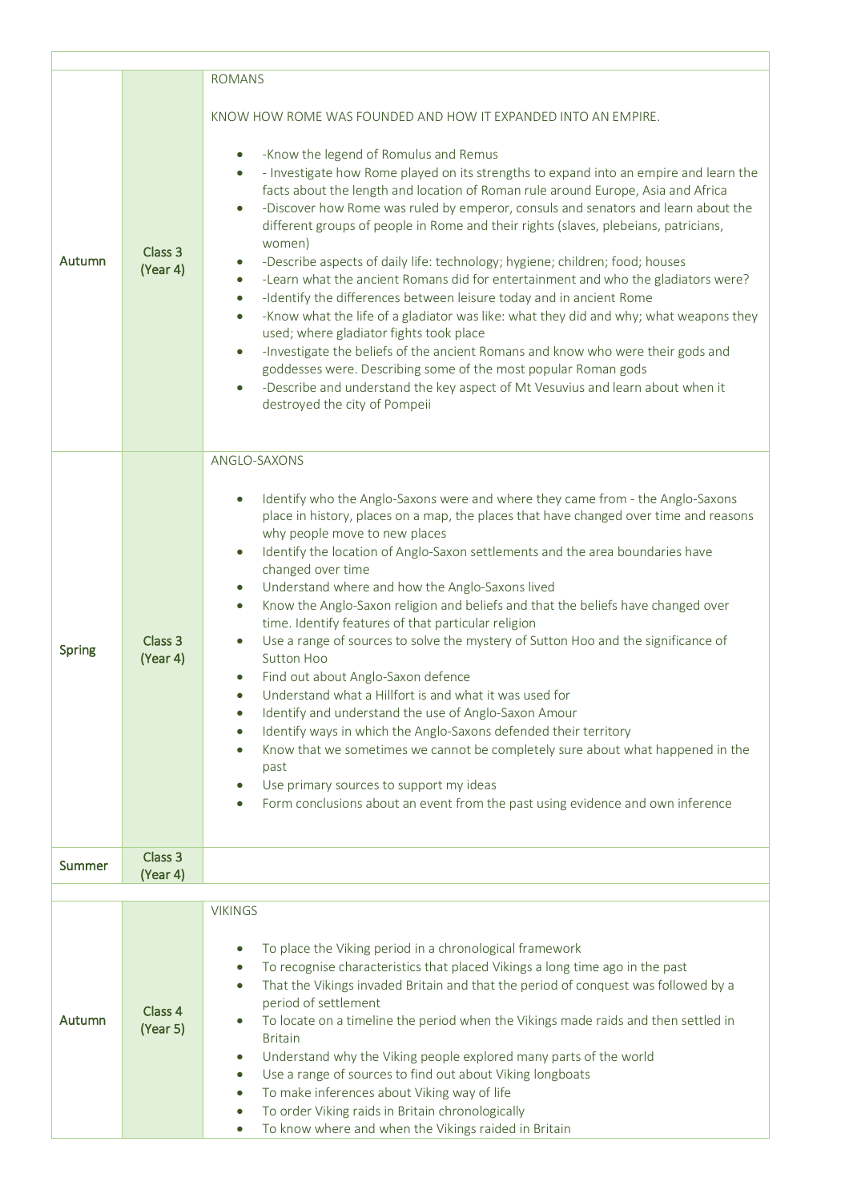| | | |
|---|---|---|
| **Autumn** | **Class 3 (Year 4)** | ROMANS<br><br>KNOW HOW ROME WAS FOUNDED AND HOW IT EXPANDED INTO AN EMPIRE.<br><br>• -Know the legend of Romulus and Remus<br>• - Investigate how Rome played on its strengths to expand into an empire and learn the facts about the length and location of Roman rule around Europe, Asia and Africa<br>• -Discover how Rome was ruled by emperor, consuls and senators and learn about the different groups of people in Rome and their rights (slaves, plebeians, patricians, women)<br>• -Describe aspects of daily life: technology; hygiene; children; food; houses<br>• -Learn what the ancient Romans did for entertainment and who the gladiators were?<br>• -Identify the differences between leisure today and in ancient Rome<br>• -Know what the life of a gladiator was like: what they did and why; what weapons they used; where gladiator fights took place<br>• -Investigate the beliefs of the ancient Romans and know who were their gods and goddesses were. Describing some of the most popular Roman gods<br>• -Describe and understand the key aspect of Mt Vesuvius and learn about when it destroyed the city of Pompeii |
| **Spring** | **Class 3 (Year 4)** | ANGLO-SAXONS<br><br>• Identify who the Anglo-Saxons were and where they came from - the Anglo-Saxons place in history, places on a map, the places that have changed over time and reasons why people move to new places<br>• Identify the location of Anglo-Saxon settlements and the area boundaries have changed over time<br>• Understand where and how the Anglo-Saxons lived<br>• Know the Anglo-Saxon religion and beliefs and that the beliefs have changed over time. Identify features of that particular religion<br>• Use a range of sources to solve the mystery of Sutton Hoo and the significance of Sutton Hoo<br>• Find out about Anglo-Saxon defence<br>• Understand what a Hillfort is and what it was used for<br>• Identify and understand the use of Anglo-Saxon Amour<br>• Identify ways in which the Anglo-Saxons defended their territory<br>• Know that we sometimes we cannot be completely sure about what happened in the past<br>• Use primary sources to support my ideas<br>• Form conclusions about an event from the past using evidence and own inference |
| **Summer** | **Class 3 (Year 4)** | |
| | | |
| **Autumn** | **Class 4 (Year 5)** | VIKINGS<br><br>• To place the Viking period in a chronological framework<br>• To recognise characteristics that placed Vikings a long time ago in the past<br>• That the Vikings invaded Britain and that the period of conquest was followed by a period of settlement<br>• To locate on a timeline the period when the Vikings made raids and then settled in Britain<br>• Understand why the Viking people explored many parts of the world<br>• Use a range of sources to find out about Viking longboats<br>• To make inferences about Viking way of life<br>• To order Viking raids in Britain chronologically<br>• To know where and when the Vikings raided in Britain |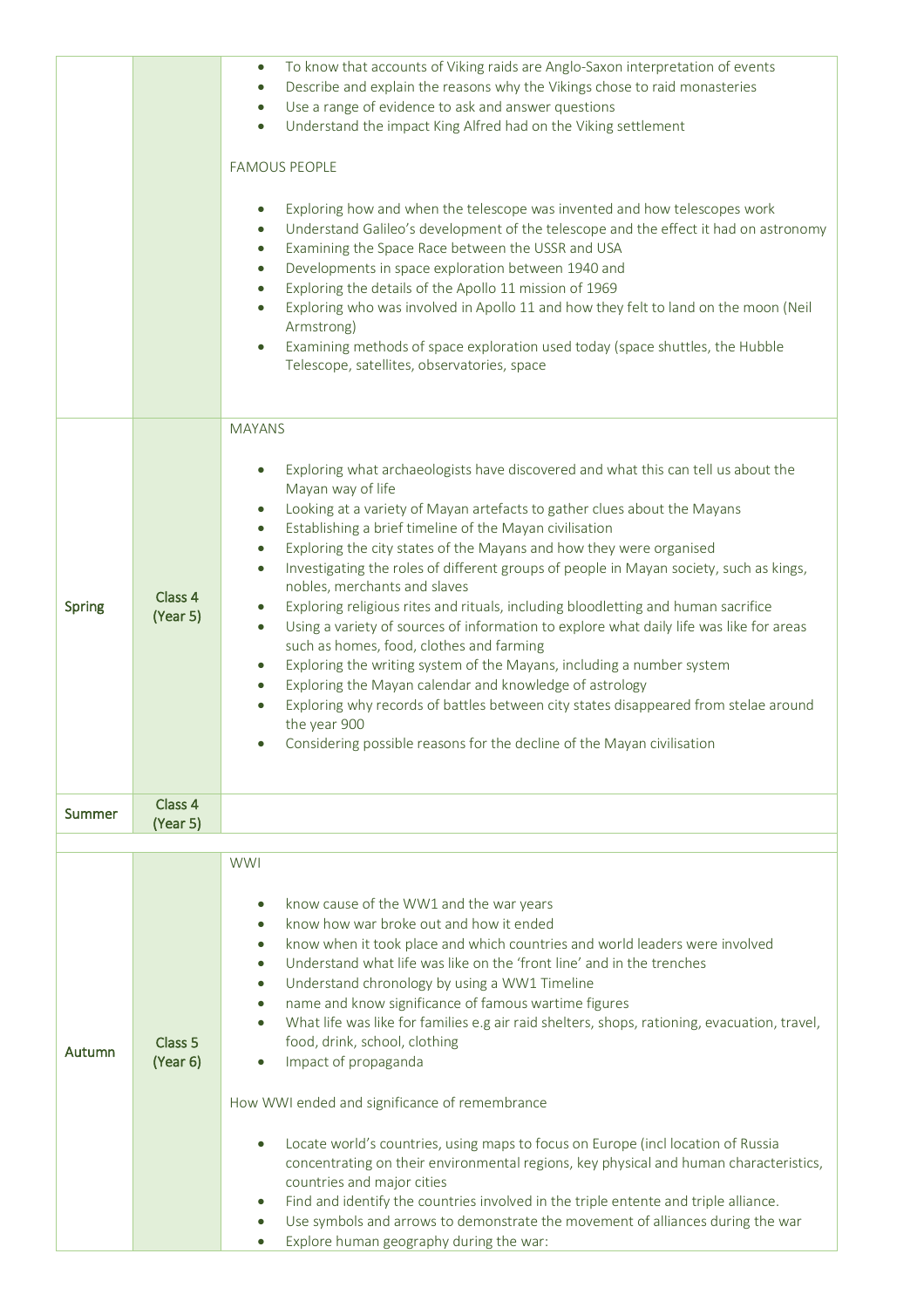| | | |
|---|---|---|
| | | • To know that accounts of Viking raids are Anglo-Saxon interpretation of events<br>• Describe and explain the reasons why the Vikings chose to raid monasteries<br>• Use a range of evidence to ask and answer questions<br>• Understand the impact King Alfred had on the Viking settlement<br><br>FAMOUS PEOPLE<br><br>• Exploring how and when the telescope was invented and how telescopes work<br>• Understand Galileo's development of the telescope and the effect it had on astronomy<br>• Examining the Space Race between the USSR and USA<br>• Developments in space exploration between 1940 and<br>• Exploring the details of the Apollo 11 mission of 1969<br>• Exploring who was involved in Apollo 11 and how they felt to land on the moon (Neil Armstrong)<br>• Examining methods of space exploration used today (space shuttles, the Hubble Telescope, satellites, observatories, space |
| **Spring** | **Class 4 (Year 5)** | MAYANS<br><br>• Exploring what archaeologists have discovered and what this can tell us about the Mayan way of life<br>• Looking at a variety of Mayan artefacts to gather clues about the Mayans<br>• Establishing a brief timeline of the Mayan civilisation<br>• Exploring the city states of the Mayans and how they were organised<br>• Investigating the roles of different groups of people in Mayan society, such as kings, nobles, merchants and slaves<br>• Exploring religious rites and rituals, including bloodletting and human sacrifice<br>• Using a variety of sources of information to explore what daily life was like for areas such as homes, food, clothes and farming<br>• Exploring the writing system of the Mayans, including a number system<br>• Exploring the Mayan calendar and knowledge of astrology<br>• Exploring why records of battles between city states disappeared from stelae around the year 900<br>• Considering possible reasons for the decline of the Mayan civilisation |
| **Summer** | **Class 4 (Year 5)** | |
| | | |
| **Autumn** | **Class 5 (Year 6)** | WWI<br><br>• know cause of the WW1 and the war years<br>• know how war broke out and how it ended<br>• know when it took place and which countries and world leaders were involved<br>• Understand what life was like on the 'front line' and in the trenches<br>• Understand chronology by using a WW1 Timeline<br>• name and know significance of famous wartime figures<br>• What life was like for families e.g air raid shelters, shops, rationing, evacuation, travel, food, drink, school, clothing<br>• Impact of propaganda<br><br>How WWI ended and significance of remembrance<br><br>• Locate world's countries, using maps to focus on Europe (incl location of Russia concentrating on their environmental regions, key physical and human characteristics, countries and major cities<br>• Find and identify the countries involved in the triple entente and triple alliance.<br>• Use symbols and arrows to demonstrate the movement of alliances during the war<br>• Explore human geography during the war: |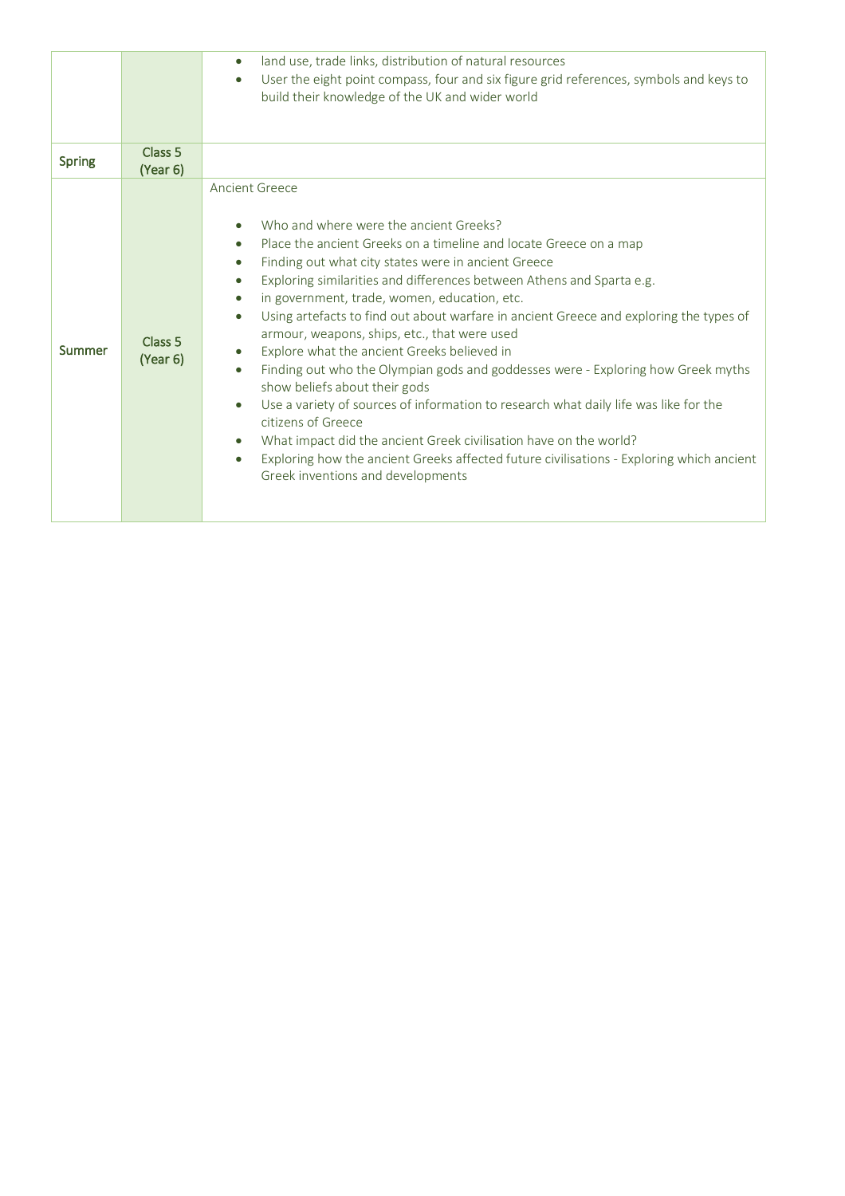| | | |
|---|---|---|
| | | • land use, trade links, distribution of natural resources<br>• User the eight point compass, four and six figure grid references, symbols and keys to build their knowledge of the UK and wider world |
| **Spring** | **Class 5 (Year 6)** | |
| **Summer** | **Class 5 (Year 6)** | Ancient Greece<br><br>• Who and where were the ancient Greeks?<br>• Place the ancient Greeks on a timeline and locate Greece on a map<br>• Finding out what city states were in ancient Greece<br>• Exploring similarities and differences between Athens and Sparta e.g.<br>• in government, trade, women, education, etc.<br>• Using artefacts to find out about warfare in ancient Greece and exploring the types of armour, weapons, ships, etc., that were used<br>• Explore what the ancient Greeks believed in<br>• Finding out who the Olympian gods and goddesses were - Exploring how Greek myths show beliefs about their gods<br>• Use a variety of sources of information to research what daily life was like for the citizens of Greece<br>• What impact did the ancient Greek civilisation have on the world?<br>• Exploring how the ancient Greeks affected future civilisations - Exploring which ancient Greek inventions and developments |